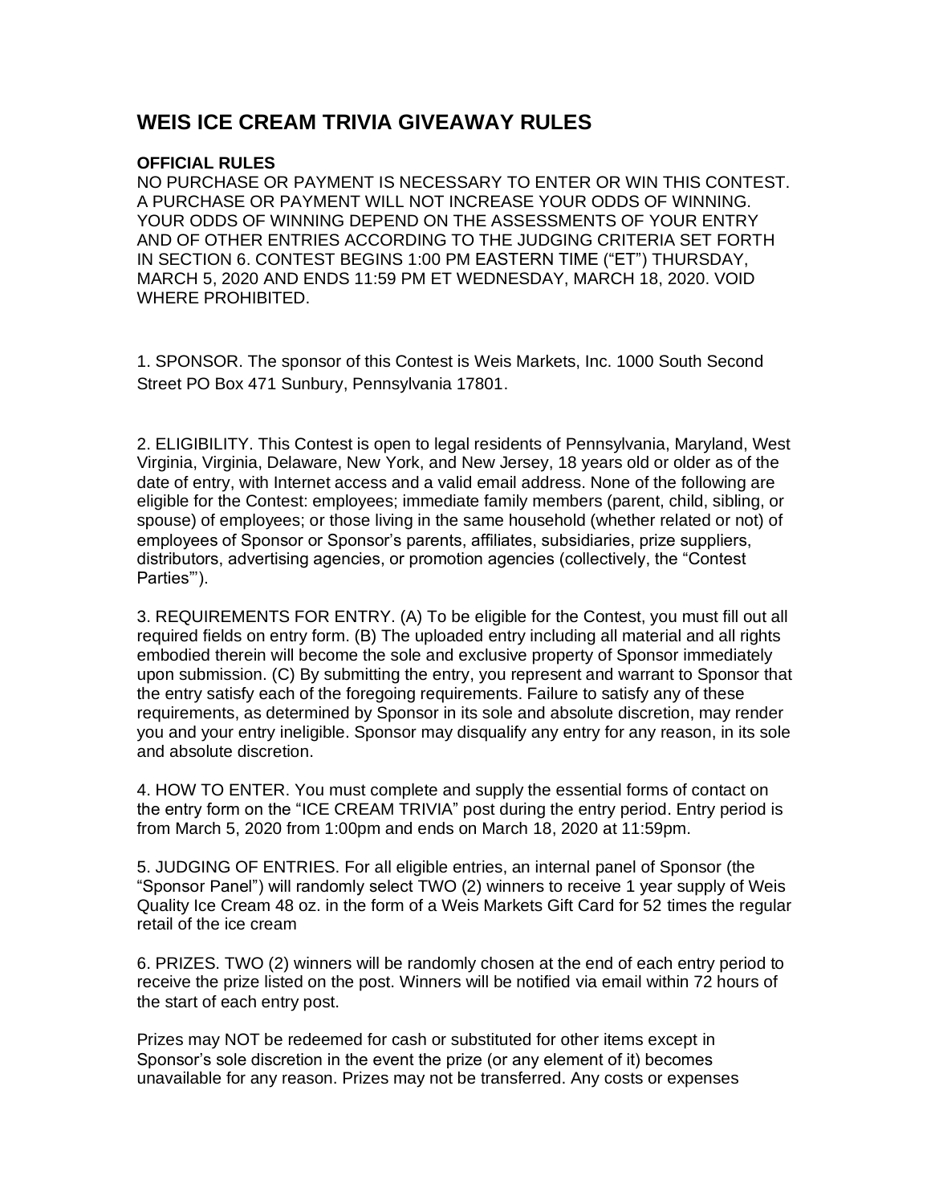# WEIS ICE CREAM TRIVIA GIVEAWAY RULES

**OFFICIAL RULES**

NO PURCHASE OR PAYMENT IS NECESSARY TO ENTER OR WIN THIS CONTEST. A PURCHASE OR PAYMENT WILL NOT INCREASE YOUR ODDS OF WINNING. YOUR ODDS OF WINNING DEPEND ON THE ASSESSMENTS OF YOUR ENTRY AND OF OTHER ENTRIES ACCORDING TO THE JUDGING CRITERIA SET FORTH IN SECTION 6. CONTEST BEGINS 1:00 PM EASTERN TIME ("ET") THURSDAY, MARCH 5, 2020 AND ENDS 11:59 PM ET WEDNESDAY, MARCH 18, 2020. VOID WHERE PROHIBITED.

1. SPONSOR. The sponsor of this Contest is Weis Markets, Inc. 1000 South Second Street PO Box 471 Sunbury, Pennsylvania 17801.

2. ELIGIBILITY. This Contest is open to legal residents of Pennsylvania, Maryland, West Virginia, Virginia, Delaware, New York, and New Jersey, 18 years old or older as of the date of entry, with Internet access and a valid email address. None of the following are eligible for the Contest: employees; immediate family members (parent, child, sibling, or spouse) of employees; or those living in the same household (whether related or not) of employees of Sponsor or Sponsor's parents, affiliates, subsidiaries, prize suppliers, distributors, advertising agencies, or promotion agencies (collectively, the "Contest Parties"').

3. REQUIREMENTS FOR ENTRY. (A) To be eligible for the Contest, you must fill out all required fields on entry form. (B) The uploaded entry including all material and all rights embodied therein will become the sole and exclusive property of Sponsor immediately upon submission. (C) By submitting the entry, you represent and warrant to Sponsor that the entry satisfy each of the foregoing requirements. Failure to satisfy any of these requirements, as determined by Sponsor in its sole and absolute discretion, may render you and your entry ineligible. Sponsor may disqualify any entry for any reason, in its sole and absolute discretion.

4. HOW TO ENTER. You must complete and supply the essential forms of contact on the entry form on the "ICE CREAM TRIVIA" post during the entry period. Entry period is from March 5, 2020 from 1:00pm and ends on March 18, 2020 at 11:59pm.

5. JUDGING OF ENTRIES. For all eligible entries, an internal panel of Sponsor (the "Sponsor Panel") will randomly select TWO (2) winners to receive 1 year supply of Weis Quality Ice Cream 48 oz. in the form of a Weis Markets Gift Card for 52 times the regular retail of the ice cream

6. PRIZES. TWO (2) winners will be randomly chosen at the end of each entry period to receive the prize listed on the post. Winners will be notified via email within 72 hours of the start of each entry post.

Prizes may NOT be redeemed for cash or substituted for other items except in Sponsor's sole discretion in the event the prize (or any element of it) becomes unavailable for any reason. Prizes may not be transferred. Any costs or expenses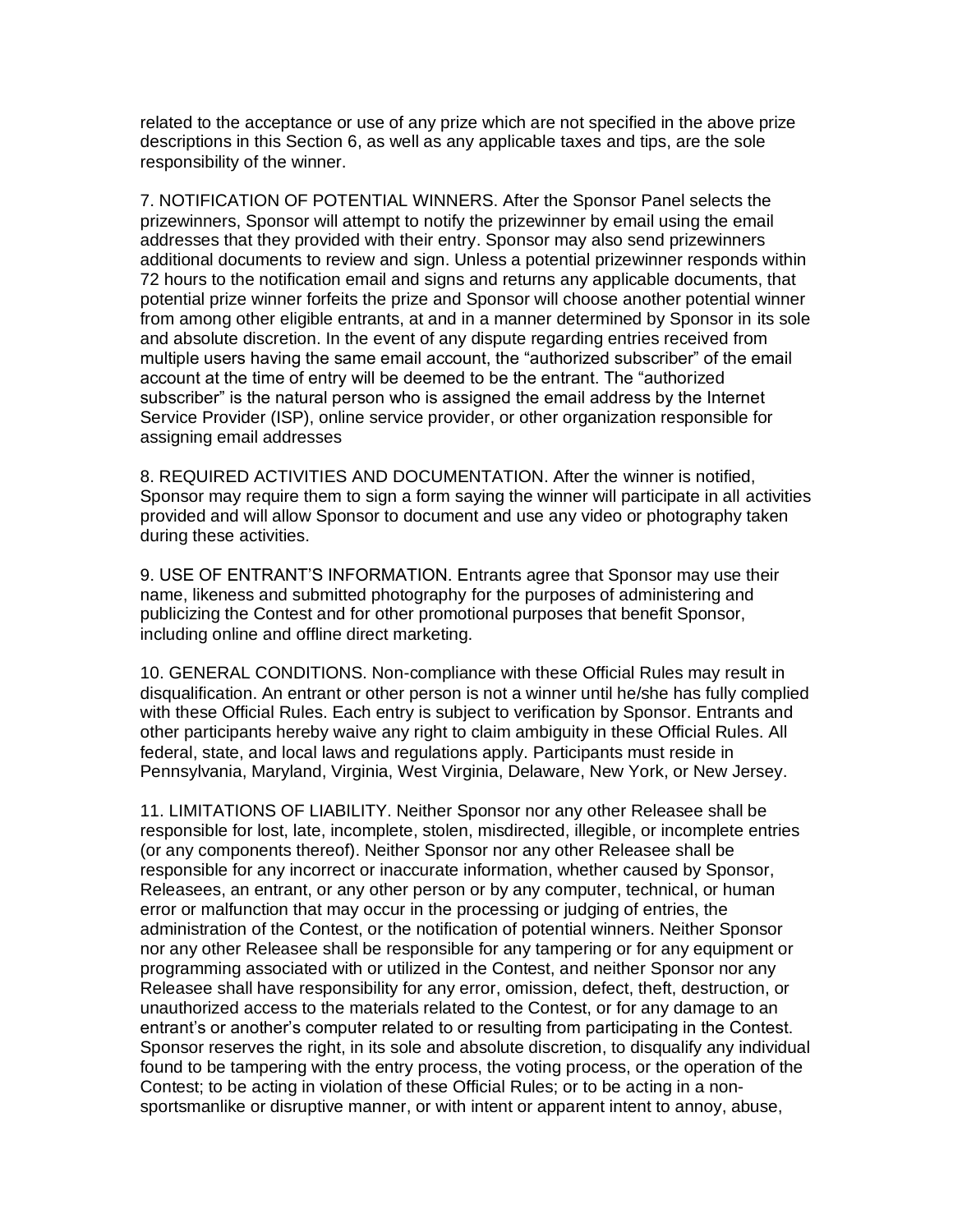related to the acceptance or use of any prize which are not specified in the above prize descriptions in this Section 6, as well as any applicable taxes and tips, are the sole responsibility of the winner.

7. NOTIFICATION OF POTENTIAL WINNERS. After the Sponsor Panel selects the prizewinners, Sponsor will attempt to notify the prizewinner by email using the email addresses that they provided with their entry. Sponsor may also send prizewinners additional documents to review and sign. Unless a potential prizewinner responds within 72 hours to the notification email and signs and returns any applicable documents, that potential prize winner forfeits the prize and Sponsor will choose another potential winner from among other eligible entrants, at and in a manner determined by Sponsor in its sole and absolute discretion. In the event of any dispute regarding entries received from multiple users having the same email account, the "authorized subscriber" of the email account at the time of entry will be deemed to be the entrant. The "authorized subscriber" is the natural person who is assigned the email address by the Internet Service Provider (ISP), online service provider, or other organization responsible for assigning email addresses

8. REQUIRED ACTIVITIES AND DOCUMENTATION. After the winner is notified, Sponsor may require them to sign a form saying the winner will participate in all activities provided and will allow Sponsor to document and use any video or photography taken during these activities.

9. USE OF ENTRANT'S INFORMATION. Entrants agree that Sponsor may use their name, likeness and submitted photography for the purposes of administering and publicizing the Contest and for other promotional purposes that benefit Sponsor, including online and offline direct marketing.

10. GENERAL CONDITIONS. Non-compliance with these Official Rules may result in disqualification. An entrant or other person is not a winner until he/she has fully complied with these Official Rules. Each entry is subject to verification by Sponsor. Entrants and other participants hereby waive any right to claim ambiguity in these Official Rules. All federal, state, and local laws and regulations apply. Participants must reside in Pennsylvania, Maryland, Virginia, West Virginia, Delaware, New York, or New Jersey.

11. LIMITATIONS OF LIABILITY. Neither Sponsor nor any other Releasee shall be responsible for lost, late, incomplete, stolen, misdirected, illegible, or incomplete entries (or any components thereof). Neither Sponsor nor any other Releasee shall be responsible for any incorrect or inaccurate information, whether caused by Sponsor, Releasees, an entrant, or any other person or by any computer, technical, or human error or malfunction that may occur in the processing or judging of entries, the administration of the Contest, or the notification of potential winners. Neither Sponsor nor any other Releasee shall be responsible for any tampering or for any equipment or programming associated with or utilized in the Contest, and neither Sponsor nor any Releasee shall have responsibility for any error, omission, defect, theft, destruction, or unauthorized access to the materials related to the Contest, or for any damage to an entrant's or another's computer related to or resulting from participating in the Contest. Sponsor reserves the right, in its sole and absolute discretion, to disqualify any individual found to be tampering with the entry process, the voting process, or the operation of the Contest; to be acting in violation of these Official Rules; or to be acting in a non-sportsmanlike or disruptive manner, or with intent or apparent intent to annoy, abuse,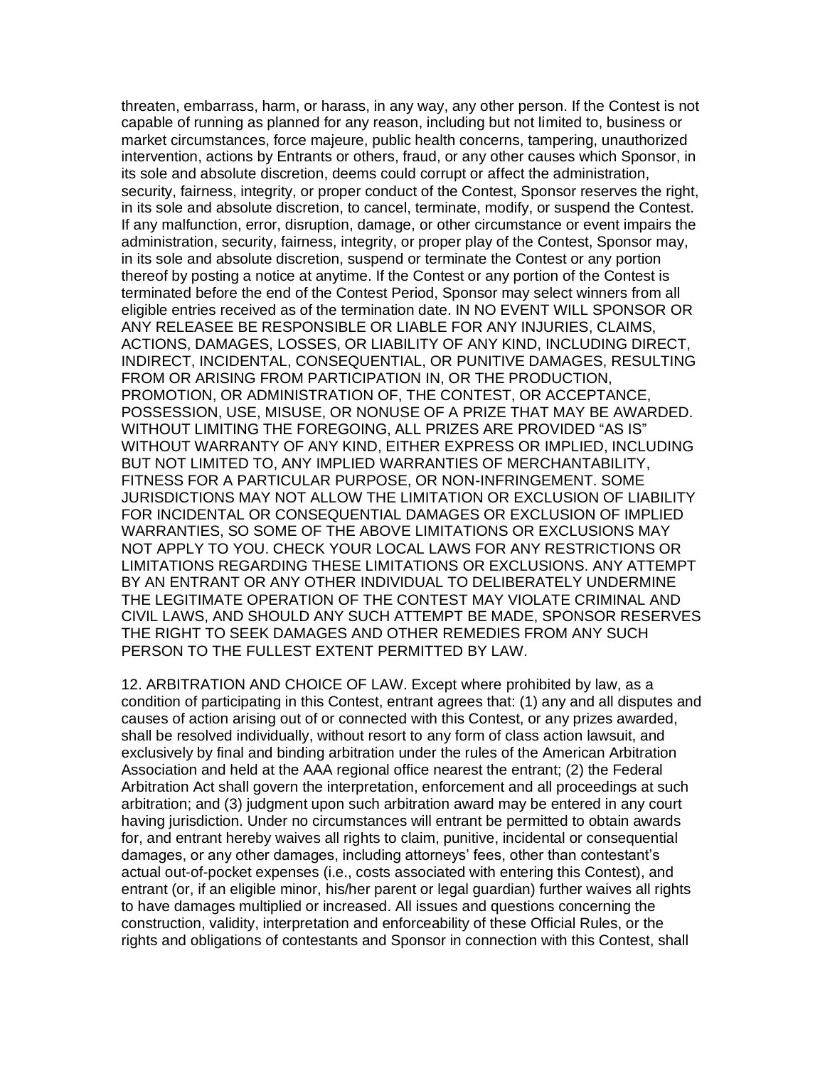threaten, embarrass, harm, or harass, in any way, any other person. If the Contest is not capable of running as planned for any reason, including but not limited to, business or market circumstances, force majeure, public health concerns, tampering, unauthorized intervention, actions by Entrants or others, fraud, or any other causes which Sponsor, in its sole and absolute discretion, deems could corrupt or affect the administration, security, fairness, integrity, or proper conduct of the Contest, Sponsor reserves the right, in its sole and absolute discretion, to cancel, terminate, modify, or suspend the Contest. If any malfunction, error, disruption, damage, or other circumstance or event impairs the administration, security, fairness, integrity, or proper play of the Contest, Sponsor may, in its sole and absolute discretion, suspend or terminate the Contest or any portion thereof by posting a notice at anytime. If the Contest or any portion of the Contest is terminated before the end of the Contest Period, Sponsor may select winners from all eligible entries received as of the termination date. IN NO EVENT WILL SPONSOR OR ANY RELEASEE BE RESPONSIBLE OR LIABLE FOR ANY INJURIES, CLAIMS, ACTIONS, DAMAGES, LOSSES, OR LIABILITY OF ANY KIND, INCLUDING DIRECT, INDIRECT, INCIDENTAL, CONSEQUENTIAL, OR PUNITIVE DAMAGES, RESULTING FROM OR ARISING FROM PARTICIPATION IN, OR THE PRODUCTION, PROMOTION, OR ADMINISTRATION OF, THE CONTEST, OR ACCEPTANCE, POSSESSION, USE, MISUSE, OR NONUSE OF A PRIZE THAT MAY BE AWARDED. WITHOUT LIMITING THE FOREGOING, ALL PRIZES ARE PROVIDED "AS IS" WITHOUT WARRANTY OF ANY KIND, EITHER EXPRESS OR IMPLIED, INCLUDING BUT NOT LIMITED TO, ANY IMPLIED WARRANTIES OF MERCHANTABILITY, FITNESS FOR A PARTICULAR PURPOSE, OR NON-INFRINGEMENT. SOME JURISDICTIONS MAY NOT ALLOW THE LIMITATION OR EXCLUSION OF LIABILITY FOR INCIDENTAL OR CONSEQUENTIAL DAMAGES OR EXCLUSION OF IMPLIED WARRANTIES, SO SOME OF THE ABOVE LIMITATIONS OR EXCLUSIONS MAY NOT APPLY TO YOU. CHECK YOUR LOCAL LAWS FOR ANY RESTRICTIONS OR LIMITATIONS REGARDING THESE LIMITATIONS OR EXCLUSIONS. ANY ATTEMPT BY AN ENTRANT OR ANY OTHER INDIVIDUAL TO DELIBERATELY UNDERMINE THE LEGITIMATE OPERATION OF THE CONTEST MAY VIOLATE CRIMINAL AND CIVIL LAWS, AND SHOULD ANY SUCH ATTEMPT BE MADE, SPONSOR RESERVES THE RIGHT TO SEEK DAMAGES AND OTHER REMEDIES FROM ANY SUCH PERSON TO THE FULLEST EXTENT PERMITTED BY LAW.

12. ARBITRATION AND CHOICE OF LAW. Except where prohibited by law, as a condition of participating in this Contest, entrant agrees that: (1) any and all disputes and causes of action arising out of or connected with this Contest, or any prizes awarded, shall be resolved individually, without resort to any form of class action lawsuit, and exclusively by final and binding arbitration under the rules of the American Arbitration Association and held at the AAA regional office nearest the entrant; (2) the Federal Arbitration Act shall govern the interpretation, enforcement and all proceedings at such arbitration; and (3) judgment upon such arbitration award may be entered in any court having jurisdiction. Under no circumstances will entrant be permitted to obtain awards for, and entrant hereby waives all rights to claim, punitive, incidental or consequential damages, or any other damages, including attorneys' fees, other than contestant's actual out-of-pocket expenses (i.e., costs associated with entering this Contest), and entrant (or, if an eligible minor, his/her parent or legal guardian) further waives all rights to have damages multiplied or increased. All issues and questions concerning the construction, validity, interpretation and enforceability of these Official Rules, or the rights and obligations of contestants and Sponsor in connection with this Contest, shall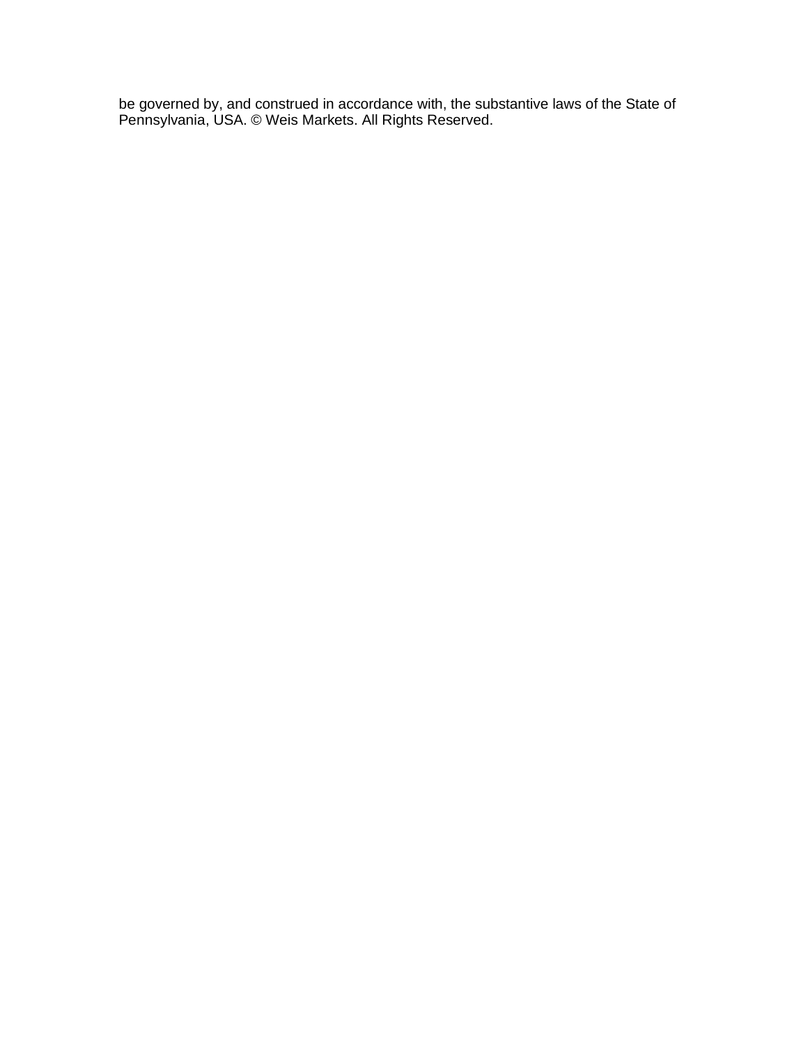be governed by, and construed in accordance with, the substantive laws of the State of Pennsylvania, USA. © Weis Markets. All Rights Reserved.